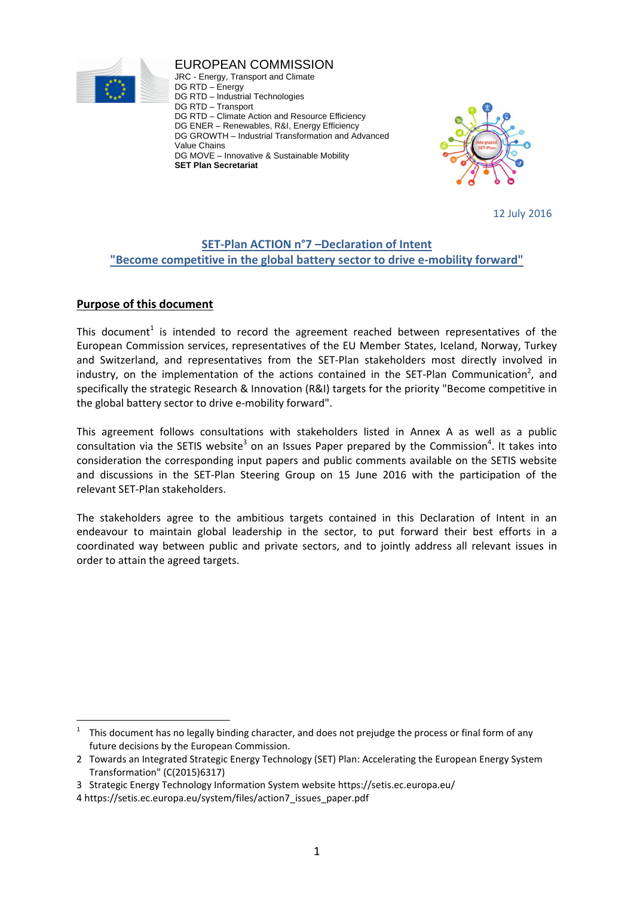EUROPEAN COMMISSION
JRC - Energy, Transport and Climate
DG RTD – Energy
DG RTD – Industrial Technologies
DG RTD – Transport
DG RTD – Climate Action and Resource Efficiency
DG ENER – Renewables, R&I, Energy Efficiency
DG GROWTH – Industrial Transformation and Advanced Value Chains
DG MOVE – Innovative & Sustainable Mobility
**SET Plan Secretariat**

12 July 2016

# SET-Plan ACTION n°7 –Declaration of Intent
# "Become competitive in the global battery sector to drive e-mobility forward"

## Purpose of this document

This document[1] is intended to record the agreement reached between representatives of the European Commission services, representatives of the EU Member States, Iceland, Norway, Turkey and Switzerland, and representatives from the SET-Plan stakeholders most directly involved in industry, on the implementation of the actions contained in the SET-Plan Communication[2], and specifically the strategic Research & Innovation (R&I) targets for the priority "Become competitive in the global battery sector to drive e-mobility forward".

This agreement follows consultations with stakeholders listed in Annex A as well as a public consultation via the SETIS website[3] on an Issues Paper prepared by the Commission[4]. It takes into consideration the corresponding input papers and public comments available on the SETIS website and discussions in the SET-Plan Steering Group on 15 June 2016 with the participation of the relevant SET-Plan stakeholders.

The stakeholders agree to the ambitious targets contained in this Declaration of Intent in an endeavour to maintain global leadership in the sector, to put forward their best efforts in a coordinated way between public and private sectors, and to jointly address all relevant issues in order to attain the agreed targets.

---

1 This document has no legally binding character, and does not prejudge the process or final form of any future decisions by the European Commission.

2 Towards an Integrated Strategic Energy Technology (SET) Plan: Accelerating the European Energy System Transformation" (C(2015)6317)

3 Strategic Energy Technology Information System website https://setis.ec.europa.eu/

4 https://setis.ec.europa.eu/system/files/action7_issues_paper.pdf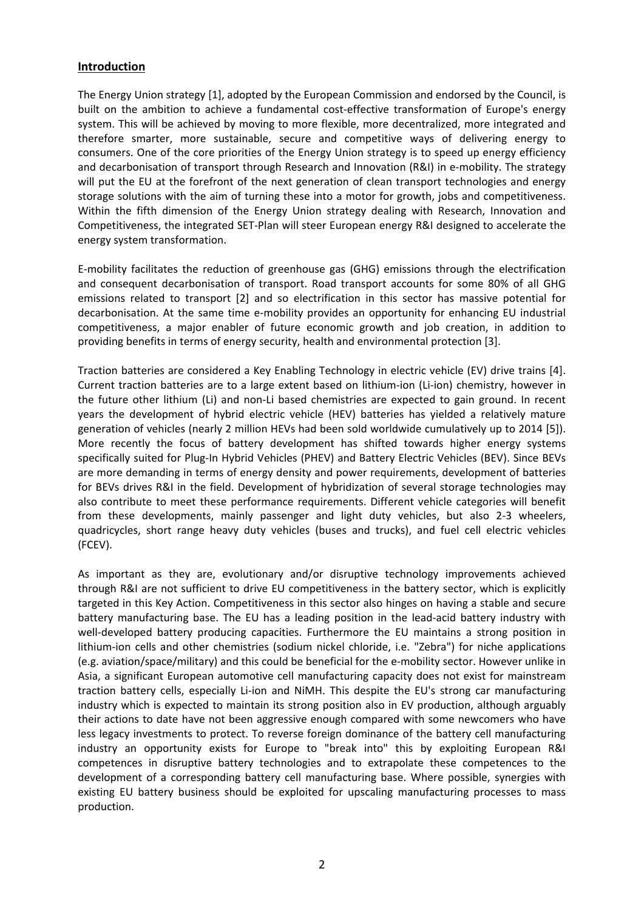## Introduction

The Energy Union strategy [1], adopted by the European Commission and endorsed by the Council, is built on the ambition to achieve a fundamental cost-effective transformation of Europe's energy system. This will be achieved by moving to more flexible, more decentralized, more integrated and therefore smarter, more sustainable, secure and competitive ways of delivering energy to consumers. One of the core priorities of the Energy Union strategy is to speed up energy efficiency and decarbonisation of transport through Research and Innovation (R&I) in e-mobility. The strategy will put the EU at the forefront of the next generation of clean transport technologies and energy storage solutions with the aim of turning these into a motor for growth, jobs and competitiveness. Within the fifth dimension of the Energy Union strategy dealing with Research, Innovation and Competitiveness, the integrated SET-Plan will steer European energy R&I designed to accelerate the energy system transformation.

E-mobility facilitates the reduction of greenhouse gas (GHG) emissions through the electrification and consequent decarbonisation of transport. Road transport accounts for some 80% of all GHG emissions related to transport [2] and so electrification in this sector has massive potential for decarbonisation. At the same time e-mobility provides an opportunity for enhancing EU industrial competitiveness, a major enabler of future economic growth and job creation, in addition to providing benefits in terms of energy security, health and environmental protection [3].

Traction batteries are considered a Key Enabling Technology in electric vehicle (EV) drive trains [4]. Current traction batteries are to a large extent based on lithium-ion (Li-ion) chemistry, however in the future other lithium (Li) and non-Li based chemistries are expected to gain ground. In recent years the development of hybrid electric vehicle (HEV) batteries has yielded a relatively mature generation of vehicles (nearly 2 million HEVs had been sold worldwide cumulatively up to 2014 [5]). More recently the focus of battery development has shifted towards higher energy systems specifically suited for Plug-In Hybrid Vehicles (PHEV) and Battery Electric Vehicles (BEV). Since BEVs are more demanding in terms of energy density and power requirements, development of batteries for BEVs drives R&I in the field. Development of hybridization of several storage technologies may also contribute to meet these performance requirements. Different vehicle categories will benefit from these developments, mainly passenger and light duty vehicles, but also 2-3 wheelers, quadricycles, short range heavy duty vehicles (buses and trucks), and fuel cell electric vehicles (FCEV).

As important as they are, evolutionary and/or disruptive technology improvements achieved through R&I are not sufficient to drive EU competitiveness in the battery sector, which is explicitly targeted in this Key Action. Competitiveness in this sector also hinges on having a stable and secure battery manufacturing base. The EU has a leading position in the lead-acid battery industry with well-developed battery producing capacities. Furthermore the EU maintains a strong position in lithium-ion cells and other chemistries (sodium nickel chloride, i.e. "Zebra") for niche applications (e.g. aviation/space/military) and this could be beneficial for the e-mobility sector. However unlike in Asia, a significant European automotive cell manufacturing capacity does not exist for mainstream traction battery cells, especially Li-ion and NiMH. This despite the EU's strong car manufacturing industry which is expected to maintain its strong position also in EV production, although arguably their actions to date have not been aggressive enough compared with some newcomers who have less legacy investments to protect. To reverse foreign dominance of the battery cell manufacturing industry an opportunity exists for Europe to "break into" this by exploiting European R&I competences in disruptive battery technologies and to extrapolate these competences to the development of a corresponding battery cell manufacturing base. Where possible, synergies with existing EU battery business should be exploited for upscaling manufacturing processes to mass production.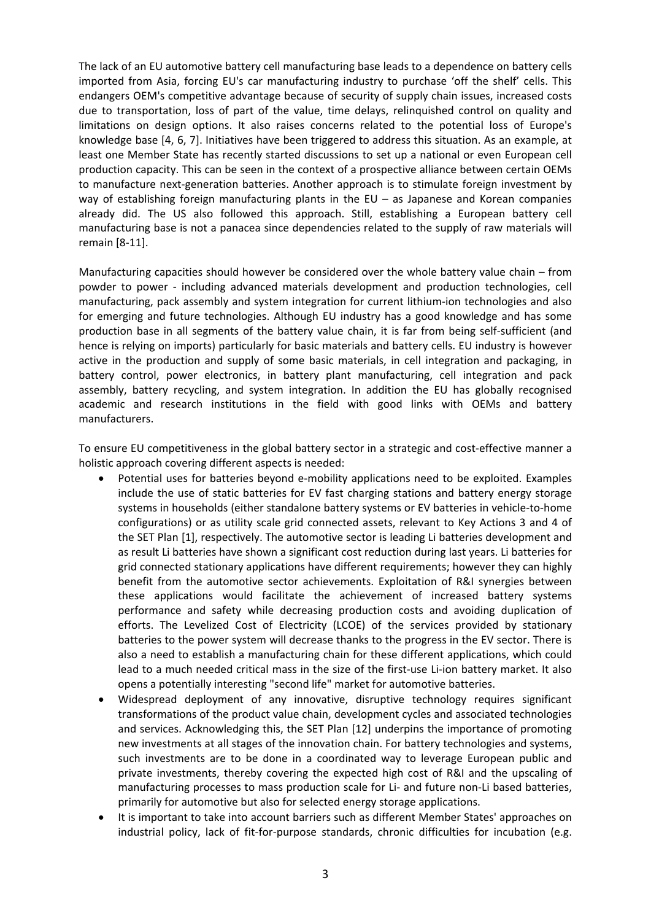The lack of an EU automotive battery cell manufacturing base leads to a dependence on battery cells imported from Asia, forcing EU's car manufacturing industry to purchase 'off the shelf' cells. This endangers OEM's competitive advantage because of security of supply chain issues, increased costs due to transportation, loss of part of the value, time delays, relinquished control on quality and limitations on design options. It also raises concerns related to the potential loss of Europe's knowledge base [4, 6, 7]. Initiatives have been triggered to address this situation. As an example, at least one Member State has recently started discussions to set up a national or even European cell production capacity. This can be seen in the context of a prospective alliance between certain OEMs to manufacture next-generation batteries. Another approach is to stimulate foreign investment by way of establishing foreign manufacturing plants in the EU – as Japanese and Korean companies already did. The US also followed this approach. Still, establishing a European battery cell manufacturing base is not a panacea since dependencies related to the supply of raw materials will remain [8-11].

Manufacturing capacities should however be considered over the whole battery value chain – from powder to power - including advanced materials development and production technologies, cell manufacturing, pack assembly and system integration for current lithium-ion technologies and also for emerging and future technologies. Although EU industry has a good knowledge and has some production base in all segments of the battery value chain, it is far from being self-sufficient (and hence is relying on imports) particularly for basic materials and battery cells. EU industry is however active in the production and supply of some basic materials, in cell integration and packaging, in battery control, power electronics, in battery plant manufacturing, cell integration and pack assembly, battery recycling, and system integration. In addition the EU has globally recognised academic and research institutions in the field with good links with OEMs and battery manufacturers.

To ensure EU competitiveness in the global battery sector in a strategic and cost-effective manner a holistic approach covering different aspects is needed:

- Potential uses for batteries beyond e-mobility applications need to be exploited. Examples include the use of static batteries for EV fast charging stations and battery energy storage systems in households (either standalone battery systems or EV batteries in vehicle-to-home configurations) or as utility scale grid connected assets, relevant to Key Actions 3 and 4 of the SET Plan [1], respectively. The automotive sector is leading Li batteries development and as result Li batteries have shown a significant cost reduction during last years. Li batteries for grid connected stationary applications have different requirements; however they can highly benefit from the automotive sector achievements. Exploitation of R&I synergies between these applications would facilitate the achievement of increased battery systems performance and safety while decreasing production costs and avoiding duplication of efforts. The Levelized Cost of Electricity (LCOE) of the services provided by stationary batteries to the power system will decrease thanks to the progress in the EV sector. There is also a need to establish a manufacturing chain for these different applications, which could lead to a much needed critical mass in the size of the first-use Li-ion battery market. It also opens a potentially interesting "second life" market for automotive batteries.
- Widespread deployment of any innovative, disruptive technology requires significant transformations of the product value chain, development cycles and associated technologies and services. Acknowledging this, the SET Plan [12] underpins the importance of promoting new investments at all stages of the innovation chain. For battery technologies and systems, such investments are to be done in a coordinated way to leverage European public and private investments, thereby covering the expected high cost of R&I and the upscaling of manufacturing processes to mass production scale for Li- and future non-Li based batteries, primarily for automotive but also for selected energy storage applications.
- It is important to take into account barriers such as different Member States' approaches on industrial policy, lack of fit-for-purpose standards, chronic difficulties for incubation (e.g.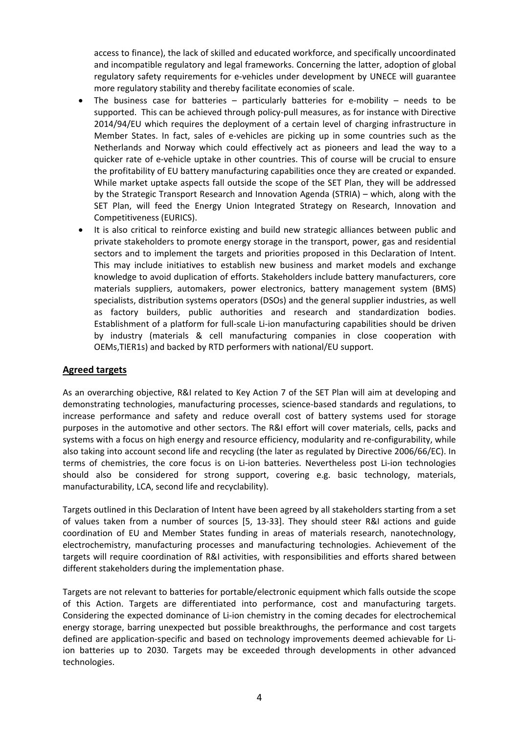access to finance), the lack of skilled and educated workforce, and specifically uncoordinated and incompatible regulatory and legal frameworks. Concerning the latter, adoption of global regulatory safety requirements for e-vehicles under development by UNECE will guarantee more regulatory stability and thereby facilitate economies of scale.

- The business case for batteries – particularly batteries for e-mobility – needs to be supported. This can be achieved through policy-pull measures, as for instance with Directive 2014/94/EU which requires the deployment of a certain level of charging infrastructure in Member States. In fact, sales of e-vehicles are picking up in some countries such as the Netherlands and Norway which could effectively act as pioneers and lead the way to a quicker rate of e-vehicle uptake in other countries. This of course will be crucial to ensure the profitability of EU battery manufacturing capabilities once they are created or expanded. While market uptake aspects fall outside the scope of the SET Plan, they will be addressed by the Strategic Transport Research and Innovation Agenda (STRIA) – which, along with the SET Plan, will feed the Energy Union Integrated Strategy on Research, Innovation and Competitiveness (EURICS).
- It is also critical to reinforce existing and build new strategic alliances between public and private stakeholders to promote energy storage in the transport, power, gas and residential sectors and to implement the targets and priorities proposed in this Declaration of Intent. This may include initiatives to establish new business and market models and exchange knowledge to avoid duplication of efforts. Stakeholders include battery manufacturers, core materials suppliers, automakers, power electronics, battery management system (BMS) specialists, distribution systems operators (DSOs) and the general supplier industries, as well as factory builders, public authorities and research and standardization bodies. Establishment of a platform for full-scale Li-ion manufacturing capabilities should be driven by industry (materials & cell manufacturing companies in close cooperation with OEMs,TIER1s) and backed by RTD performers with national/EU support.

## Agreed targets

As an overarching objective, R&I related to Key Action 7 of the SET Plan will aim at developing and demonstrating technologies, manufacturing processes, science-based standards and regulations, to increase performance and safety and reduce overall cost of battery systems used for storage purposes in the automotive and other sectors. The R&I effort will cover materials, cells, packs and systems with a focus on high energy and resource efficiency, modularity and re-configurability, while also taking into account second life and recycling (the later as regulated by Directive 2006/66/EC). In terms of chemistries, the core focus is on Li-ion batteries. Nevertheless post Li-ion technologies should also be considered for strong support, covering e.g. basic technology, materials, manufacturability, LCA, second life and recyclability).

Targets outlined in this Declaration of Intent have been agreed by all stakeholders starting from a set of values taken from a number of sources [5, 13-33]. They should steer R&I actions and guide coordination of EU and Member States funding in areas of materials research, nanotechnology, electrochemistry, manufacturing processes and manufacturing technologies. Achievement of the targets will require coordination of R&I activities, with responsibilities and efforts shared between different stakeholders during the implementation phase.

Targets are not relevant to batteries for portable/electronic equipment which falls outside the scope of this Action. Targets are differentiated into performance, cost and manufacturing targets. Considering the expected dominance of Li-ion chemistry in the coming decades for electrochemical energy storage, barring unexpected but possible breakthroughs, the performance and cost targets defined are application-specific and based on technology improvements deemed achievable for Li-ion batteries up to 2030. Targets may be exceeded through developments in other advanced technologies.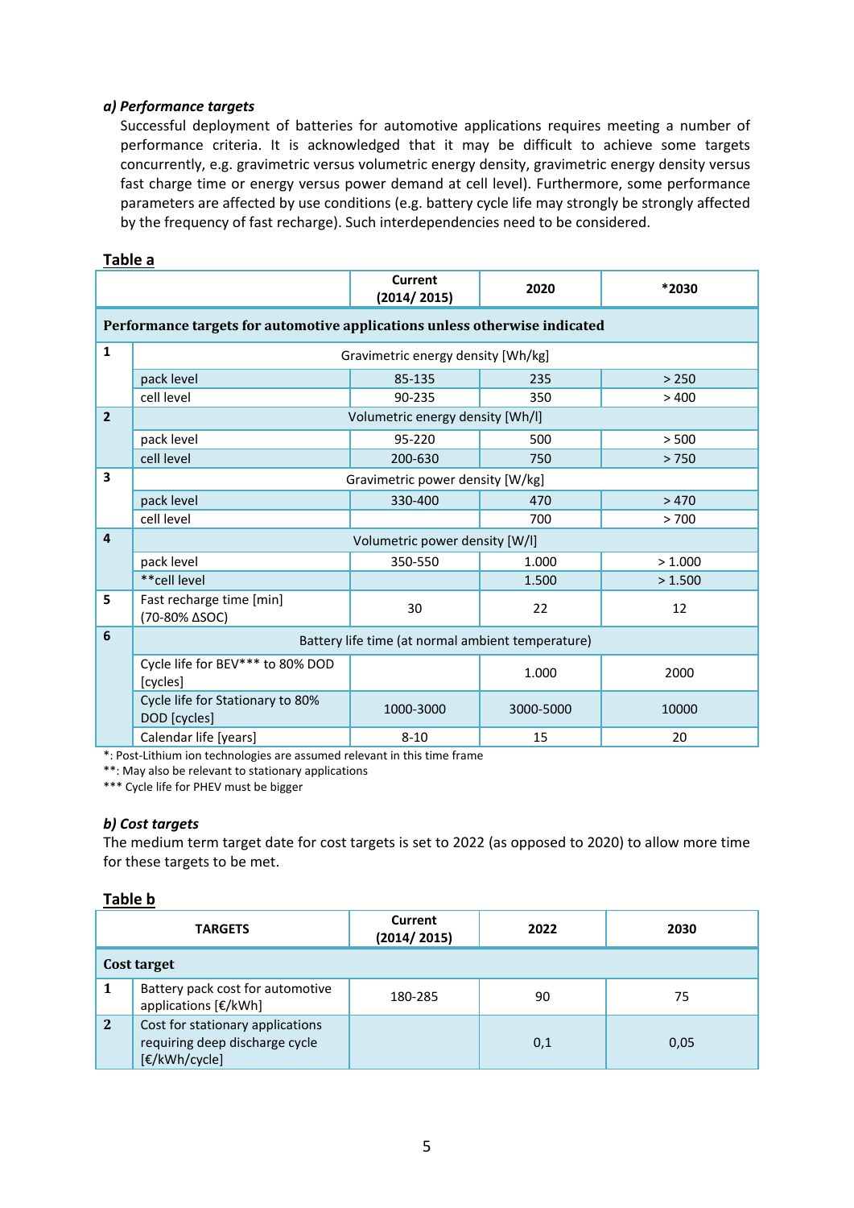### *a) Performance targets*

Successful deployment of batteries for automotive applications requires meeting a number of performance criteria. It is acknowledged that it may be difficult to achieve some targets concurrently, e.g. gravimetric versus volumetric energy density, gravimetric energy density versus fast charge time or energy versus power demand at cell level). Furthermore, some performance parameters are affected by use conditions (e.g. battery cycle life may strongly be strongly affected by the frequency of fast recharge). Such interdependencies need to be considered.

**Table a**

| | | Current (2014/ 2015) | 2020 | *2030 |
|---|---|---|---|---|
| **Performance targets for automotive applications unless otherwise indicated** | | | | |
| **1** | Gravimetric energy density [Wh/kg] | | | |
| | pack level | 85-135 | 235 | > 250 |
| | cell level | 90-235 | 350 | > 400 |
| **2** | Volumetric energy density [Wh/l] | | | |
| | pack level | 95-220 | 500 | > 500 |
| | cell level | 200-630 | 750 | > 750 |
| **3** | Gravimetric power density [W/kg] | | | |
| | pack level | 330-400 | 470 | > 470 |
| | cell level | | 700 | > 700 |
| **4** | Volumetric power density [W/l] | | | |
| | pack level | 350-550 | 1.000 | > 1.000 |
| | **cell level | | 1.500 | > 1.500 |
| **5** | Fast recharge time [min] (70-80% ΔSOC) | 30 | 22 | 12 |
| **6** | Battery life time (at normal ambient temperature) | | | |
| | Cycle life for BEV*** to 80% DOD [cycles] | | 1.000 | 2000 |
| | Cycle life for Stationary to 80% DOD [cycles] | 1000-3000 | 3000-5000 | 10000 |
| | Calendar life [years] | 8-10 | 15 | 20 |

*: Post-Lithium ion technologies are assumed relevant in this time frame
**: May also be relevant to stationary applications
*** Cycle life for PHEV must be bigger

### *b) Cost targets*

The medium term target date for cost targets is set to 2022 (as opposed to 2020) to allow more time for these targets to be met.

**Table b**

| | TARGETS | Current (2014/ 2015) | 2022 | 2030 |
|---|---|---|---|---|
| **Cost target** | | | | |
| **1** | Battery pack cost for automotive applications [€/kWh] | 180-285 | 90 | 75 |
| **2** | Cost for stationary applications requiring deep discharge cycle [€/kWh/cycle] | | 0,1 | 0,05 |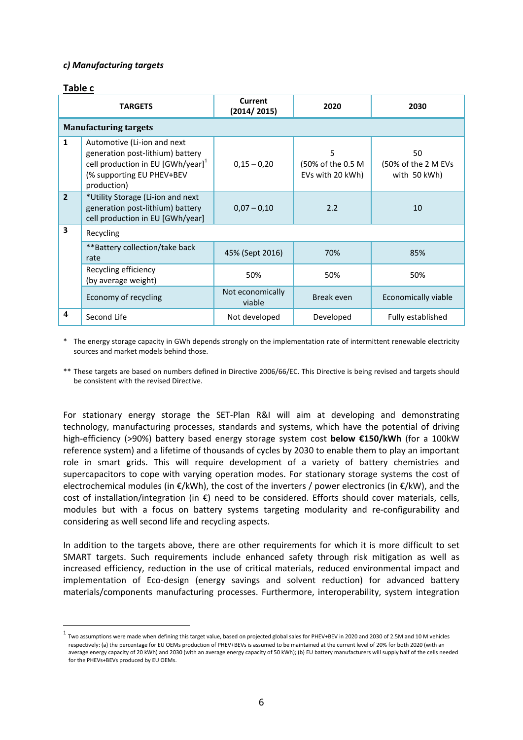*c) Manufacturing targets*

**Table c**

| | TARGETS | Current (2014/ 2015) | 2020 | 2030 |
|---|---|---|---|---|
| **Manufacturing targets** | | | | |
| 1 | Automotive (Li-ion and next generation post-lithium) battery cell production in EU [GWh/year][1] (% supporting EU PHEV+BEV production) | 0,15 – 0,20 | 5 (50% of the 0.5 M EVs with 20 kWh) | 50 (50% of the 2 M EVs with 50 kWh) |
| 2 | *Utility Storage (Li-ion and next generation post-lithium) battery cell production in EU [GWh/year] | 0,07 – 0,10 | 2.2 | 10 |
| 3 | Recycling | | | |
| | **Battery collection/take back rate | 45% (Sept 2016) | 70% | 85% |
| | Recycling efficiency (by average weight) | 50% | 50% | 50% |
| | Economy of recycling | Not economically viable | Break even | Economically viable |
| 4 | Second Life | Not developed | Developed | Fully established |

\* The energy storage capacity in GWh depends strongly on the implementation rate of intermittent renewable electricity sources and market models behind those.

\*\* These targets are based on numbers defined in Directive 2006/66/EC. This Directive is being revised and targets should be consistent with the revised Directive.

For stationary energy storage the SET-Plan R&I will aim at developing and demonstrating technology, manufacturing processes, standards and systems, which have the potential of driving high-efficiency (>90%) battery based energy storage system cost **below €150/kWh** (for a 100kW reference system) and a lifetime of thousands of cycles by 2030 to enable them to play an important role in smart grids. This will require development of a variety of battery chemistries and supercapacitors to cope with varying operation modes. For stationary storage systems the cost of electrochemical modules (in €/kWh), the cost of the inverters / power electronics (in €/kW), and the cost of installation/integration (in €) need to be considered. Efforts should cover materials, cells, modules but with a focus on battery systems targeting modularity and re-configurability and considering as well second life and recycling aspects.

In addition to the targets above, there are other requirements for which it is more difficult to set SMART targets. Such requirements include enhanced safety through risk mitigation as well as increased efficiency, reduction in the use of critical materials, reduced environmental impact and implementation of Eco-design (energy savings and solvent reduction) for advanced battery materials/components manufacturing processes. Furthermore, interoperability, system integration

[1] Two assumptions were made when defining this target value, based on projected global sales for PHEV+BEV in 2020 and 2030 of 2.5M and 10 M vehicles respectively: (a) the percentage for EU OEMs production of PHEV+BEVs is assumed to be maintained at the current level of 20% for both 2020 (with an average energy capacity of 20 kWh) and 2030 (with an average energy capacity of 50 kWh); (b) EU battery manufacturers will supply half of the cells needed for the PHEVs+BEVs produced by EU OEMs.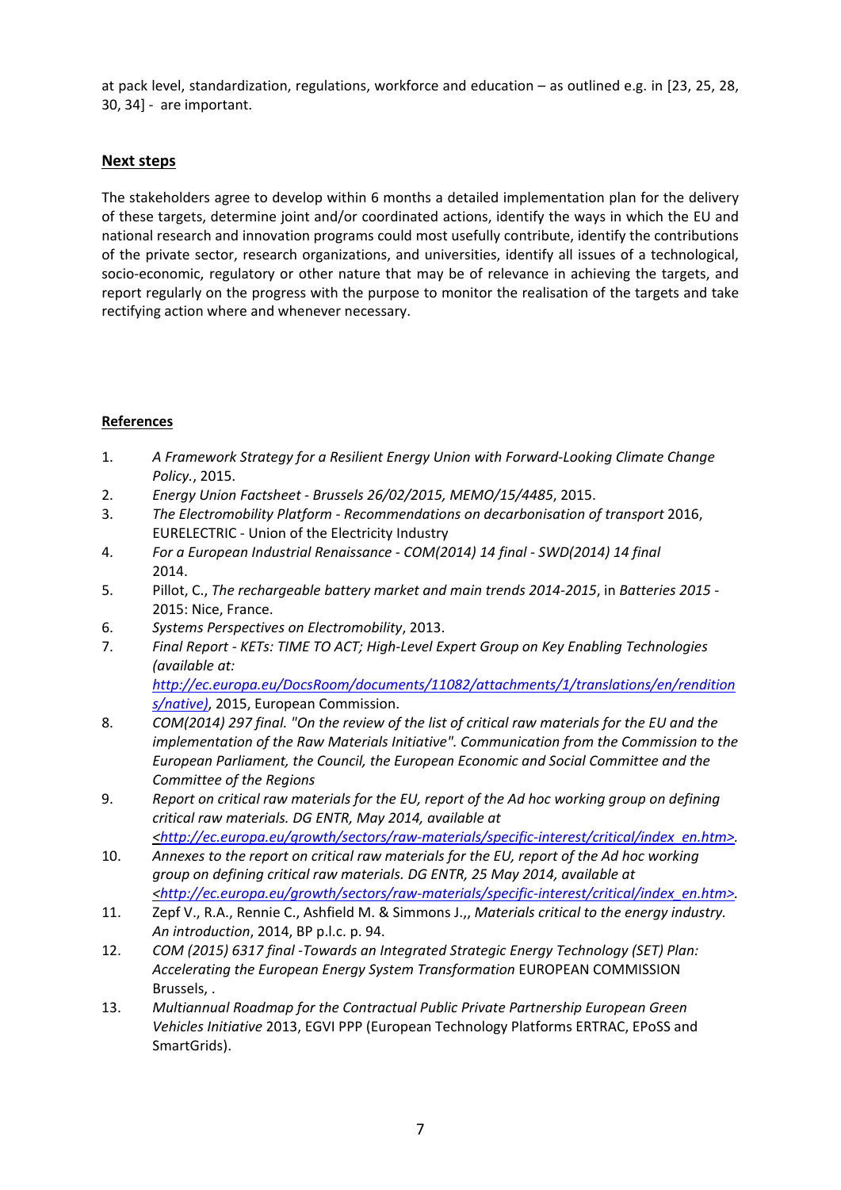at pack level, standardization, regulations, workforce and education – as outlined e.g. in [23, 25, 28, 30, 34] - are important.

## Next steps

The stakeholders agree to develop within 6 months a detailed implementation plan for the delivery of these targets, determine joint and/or coordinated actions, identify the ways in which the EU and national research and innovation programs could most usefully contribute, identify the contributions of the private sector, research organizations, and universities, identify all issues of a technological, socio-economic, regulatory or other nature that may be of relevance in achieving the targets, and report regularly on the progress with the purpose to monitor the realisation of the targets and take rectifying action where and whenever necessary.

## References

1. *A Framework Strategy for a Resilient Energy Union with Forward-Looking Climate Change Policy.*, 2015.
2. *Energy Union Factsheet - Brussels 26/02/2015, MEMO/15/4485*, 2015.
3. *The Electromobility Platform - Recommendations on decarbonisation of transport* 2016, EURELECTRIC - Union of the Electricity Industry
4. *For a European Industrial Renaissance - COM(2014) 14 final - SWD(2014) 14 final* 2014.
5. Pillot, C., *The rechargeable battery market and main trends 2014-2015*, in *Batteries 2015* - 2015: Nice, France.
6. *Systems Perspectives on Electromobility*, 2013.
7. *Final Report - KETs: TIME TO ACT; High-Level Expert Group on Key Enabling Technologies (available at: http://ec.europa.eu/DocsRoom/documents/11082/attachments/1/translations/en/renditions/native)*, 2015, European Commission.
8. *COM(2014) 297 final. "On the review of the list of critical raw materials for the EU and the implementation of the Raw Materials Initiative". Communication from the Commission to the European Parliament, the Council, the European Economic and Social Committee and the Committee of the Regions*
9. *Report on critical raw materials for the EU, report of the Ad hoc working group on defining critical raw materials. DG ENTR, May 2014, available at <http://ec.europa.eu/growth/sectors/raw-materials/specific-interest/critical/index_en.htm>.*
10. *Annexes to the report on critical raw materials for the EU, report of the Ad hoc working group on defining critical raw materials. DG ENTR, 25 May 2014, available at <http://ec.europa.eu/growth/sectors/raw-materials/specific-interest/critical/index_en.htm>.*
11. Zepf V., R.A., Rennie C., Ashfield M. & Simmons J.,, *Materials critical to the energy industry. An introduction*, 2014, BP p.l.c. p. 94.
12. *COM (2015) 6317 final -Towards an Integrated Strategic Energy Technology (SET) Plan: Accelerating the European Energy System Transformation* EUROPEAN COMMISSION Brussels, .
13. *Multiannual Roadmap for the Contractual Public Private Partnership European Green Vehicles Initiative* 2013, EGVI PPP (European Technology Platforms ERTRAC, EPoSS and SmartGrids).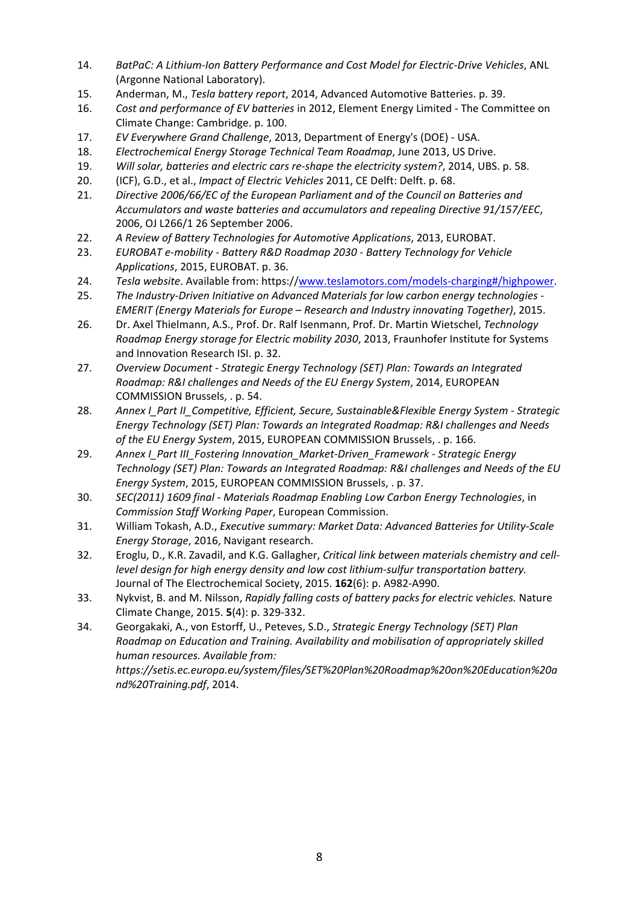14. *BatPaC: A Lithium-Ion Battery Performance and Cost Model for Electric-Drive Vehicles*, ANL (Argonne National Laboratory).
15. Anderman, M., *Tesla battery report*, 2014, Advanced Automotive Batteries. p. 39.
16. *Cost and performance of EV batteries* in 2012, Element Energy Limited - The Committee on Climate Change: Cambridge. p. 100.
17. *EV Everywhere Grand Challenge*, 2013, Department of Energy's (DOE) - USA.
18. *Electrochemical Energy Storage Technical Team Roadmap*, June 2013, US Drive.
19. *Will solar, batteries and electric cars re-shape the electricity system?*, 2014, UBS. p. 58.
20. (ICF), G.D., et al., *Impact of Electric Vehicles* 2011, CE Delft: Delft. p. 68.
21. *Directive 2006/66/EC of the European Parliament and of the Council on Batteries and Accumulators and waste batteries and accumulators and repealing Directive 91/157/EEC*, 2006, OJ L266/1 26 September 2006.
22. *A Review of Battery Technologies for Automotive Applications*, 2013, EUROBAT.
23. *EUROBAT e-mobility - Battery R&D Roadmap 2030 - Battery Technology for Vehicle Applications*, 2015, EUROBAT. p. 36.
24. *Tesla website*. Available from: https://www.teslamotors.com/models-charging#/highpower.
25. *The Industry-Driven Initiative on Advanced Materials for low carbon energy technologies - EMERIT (Energy Materials for Europe – Research and Industry innovating Together)*, 2015.
26. Dr. Axel Thielmann, A.S., Prof. Dr. Ralf Isenmann, Prof. Dr. Martin Wietschel, *Technology Roadmap Energy storage for Electric mobility 2030*, 2013, Fraunhofer Institute for Systems and Innovation Research ISI. p. 32.
27. *Overview Document - Strategic Energy Technology (SET) Plan: Towards an Integrated Roadmap: R&I challenges and Needs of the EU Energy System*, 2014, EUROPEAN COMMISSION Brussels, . p. 54.
28. *Annex I_Part II_Competitive, Efficient, Secure, Sustainable&Flexible Energy System - Strategic Energy Technology (SET) Plan: Towards an Integrated Roadmap: R&I challenges and Needs of the EU Energy System*, 2015, EUROPEAN COMMISSION Brussels, . p. 166.
29. *Annex I_Part III_Fostering Innovation_Market-Driven_Framework - Strategic Energy Technology (SET) Plan: Towards an Integrated Roadmap: R&I challenges and Needs of the EU Energy System*, 2015, EUROPEAN COMMISSION Brussels, . p. 37.
30. *SEC(2011) 1609 final - Materials Roadmap Enabling Low Carbon Energy Technologies*, in *Commission Staff Working Paper*, European Commission.
31. William Tokash, A.D., *Executive summary: Market Data: Advanced Batteries for Utility-Scale Energy Storage*, 2016, Navigant research.
32. Eroglu, D., K.R. Zavadil, and K.G. Gallagher, *Critical link between materials chemistry and cell-level design for high energy density and low cost lithium-sulfur transportation battery.* Journal of The Electrochemical Society, 2015. **162**(6): p. A982-A990.
33. Nykvist, B. and M. Nilsson, *Rapidly falling costs of battery packs for electric vehicles.* Nature Climate Change, 2015. **5**(4): p. 329-332.
34. Georgakaki, A., von Estorff, U., Peteves, S.D., *Strategic Energy Technology (SET) Plan Roadmap on Education and Training. Availability and mobilisation of appropriately skilled human resources. Available from: https://setis.ec.europa.eu/system/files/SET%20Plan%20Roadmap%20on%20Education%20and%20Training.pdf*, 2014.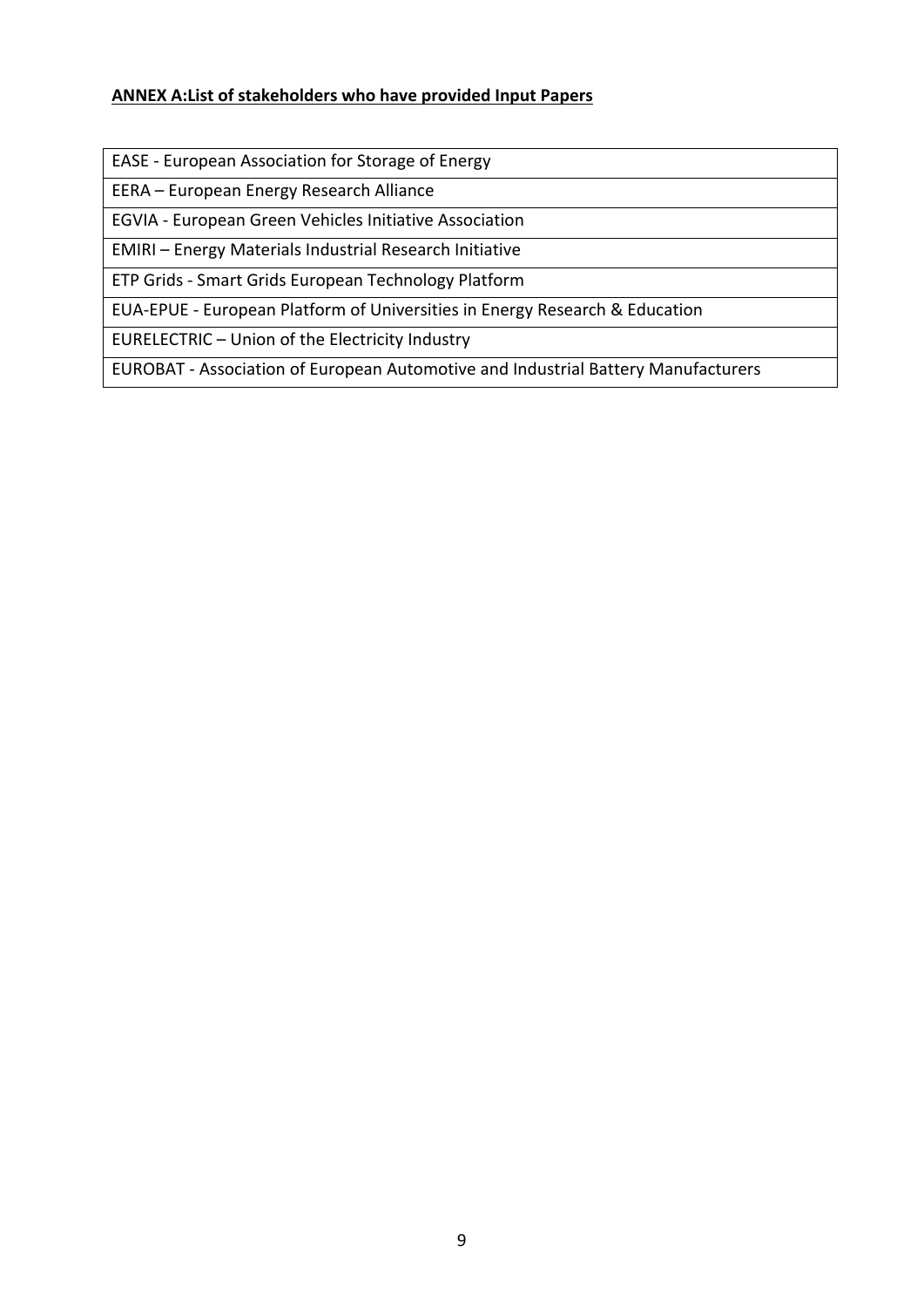## ANNEX A:List of stakeholders who have provided Input Papers

| |
|---|
| EASE - European Association for Storage of Energy |
| EERA – European Energy Research Alliance |
| EGVIA - European Green Vehicles Initiative Association |
| EMIRI – Energy Materials Industrial Research Initiative |
| ETP Grids - Smart Grids European Technology Platform |
| EUA-EPUE - European Platform of Universities in Energy Research & Education |
| EURELECTRIC – Union of the Electricity Industry |
| EUROBAT - Association of European Automotive and Industrial Battery Manufacturers |